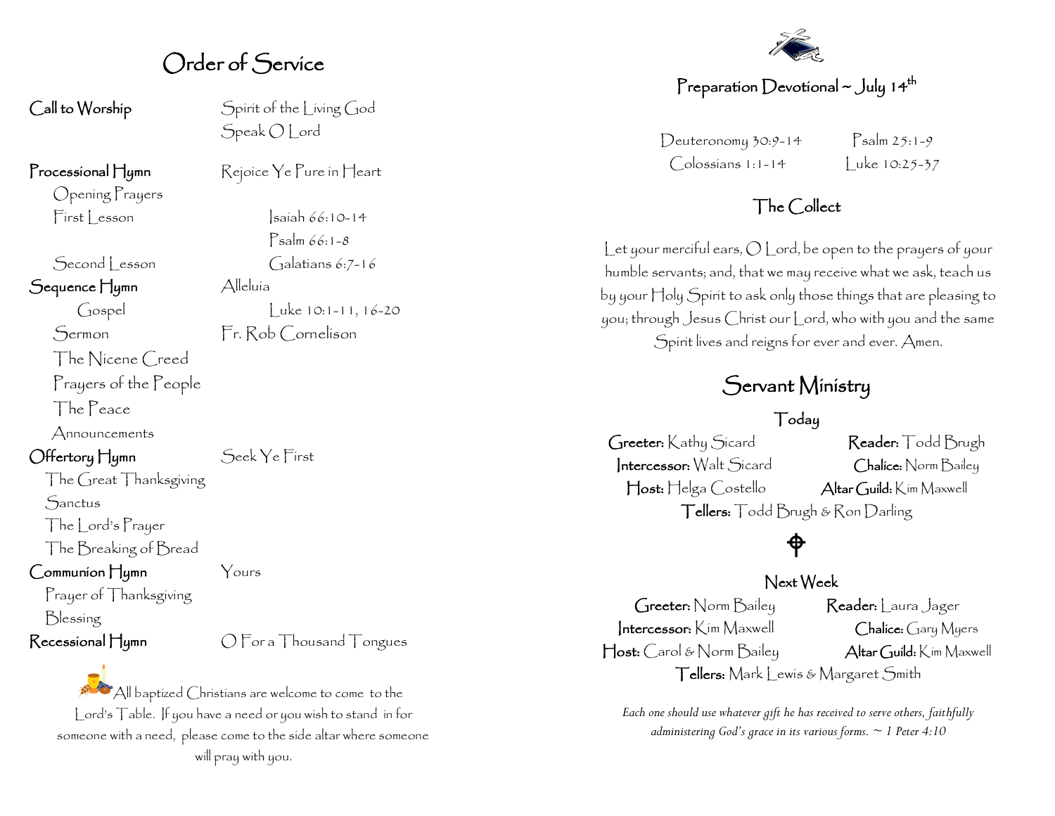# Order of Service

| | |
|---|---|
| **Call to Worship** | Spirit of the Living God |
| | Speak O Lord |
| **Processional Hymn** | Rejoice Ye Pure in Heart |
| Opening Prayers | |
| First Lesson | Isaiah 66:10-14 |
| | Psalm 66:1-8 |
| Second Lesson | Galatians 6:7-16 |
| **Sequence Hymn** | Alleluia |
| Gospel | Luke 10:1-11, 16-20 |
| Sermon | Fr. Rob Cornelison |
| The Nicene Creed | |
| Prayers of the People | |
| The Peace | |
| Announcements | |
| **Offertory Hymn** | Seek Ye First |
| The Great Thanksgiving | |
| Sanctus | |
| The Lord's Prayer | |
| The Breaking of Bread | |
| **Communion Hymn** | Yours |
| Prayer of Thanksgiving | |
| Blessing | |
| **Recessional Hymn** | O For a Thousand Tongues |

All baptized Christians are welcome to come to the Lord's Table. If you have a need or you wish to stand in for someone with a need, please come to the side altar where someone will pray with you.

## Preparation Devotional ~ July 14th

Deuteronomy 30:9-14 — Psalm 25:1-9

Colossians 1:1-14 — Luke 10:25-37

## The Collect

Let your merciful ears, O Lord, be open to the prayers of your humble servants; and, that we may receive what we ask, teach us by your Holy Spirit to ask only those things that are pleasing to you; through Jesus Christ our Lord, who with you and the same Spirit lives and reigns for ever and ever. Amen.

# Servant Ministry

### Today

**Greeter:** Kathy Sicard — **Reader:** Todd Brugh

**Intercessor:** Walt Sicard — **Chalice:** Norm Bailey

**Host:** Helga Costello — **Altar Guild:** Kim Maxwell

**Tellers:** Todd Brugh & Ron Darling

### Next Week

**Greeter:** Norm Bailey — **Reader:** Laura Jager

**Intercessor:** Kim Maxwell — **Chalice:** Gary Myers

**Host:** Carol & Norm Bailey — **Altar Guild:** Kim Maxwell

**Tellers:** Mark Lewis & Margaret Smith

*Each one should use whatever gift he has received to serve others, faithfully administering God's grace in its various forms. ~ 1 Peter 4:10*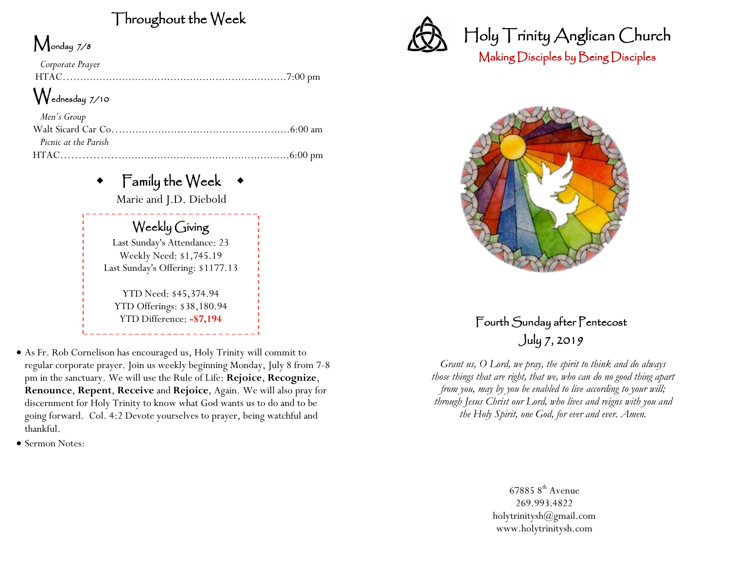# Throughout the Week

## Monday 7/8

*Corporate Prayer*

HTAC……………………………………………………………7:00 pm

## Wednesday 7/10

*Men's Group*

Walt Sicard Car Co………………………………………………6:00 am

*Picnic at the Parish*

HTAC……………………………………………………………6:00 pm

## ◆ Family the Week ◆

Marie and J.D. Diebold

### Weekly Giving

Last Sunday's Attendance: 23

Weekly Need: $1,745.19

Last Sunday's Offering: $1177.13

YTD Need: $45,374.94

YTD Offerings: $38,180.94

YTD Difference: **-$7,194**

- As Fr. Rob Cornelison has encouraged us, Holy Trinity will commit to regular corporate prayer. Join us weekly beginning Monday, July 8 from 7-8 pm in the sanctuary. We will use the Rule of Life: **Rejoice**, **Recognize**, **Renounce**, **Repent**, **Receive** and **Rejoice**, Again. We will also pray for discernment for Holy Trinity to know what God wants us to do and to be going forward. Col. 4:2 Devote yourselves to prayer, being watchful and thankful.
- Sermon Notes:

# Holy Trinity Anglican Church

Making Disciples by Being Disciples

## Fourth Sunday after Pentecost

## July 7, 2019

*Grant us, O Lord, we pray, the spirit to think and do always those things that are right, that we, who can do no good thing apart from you, may by you be enabled to live according to your will; through Jesus Christ our Lord, who lives and reigns with you and the Holy Spirit, one God, for ever and ever. Amen.*

67885 8th Avenue

269.993.4822

holytrinitysh@gmail.com

www.holytrinitysh.com